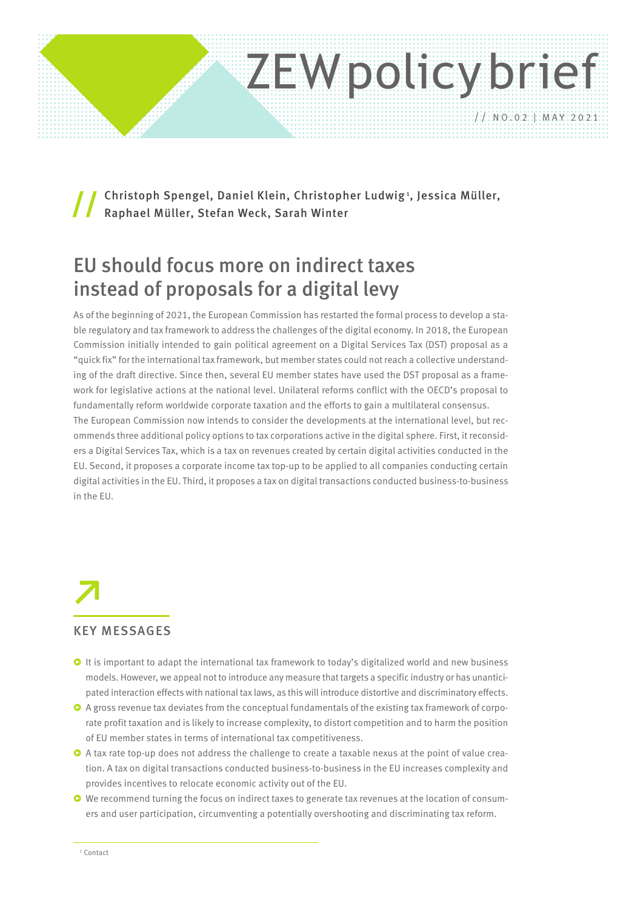# ZEW policy brief

// NO.02 | MAY 2021

// Christoph Spengel, Daniel Klein, Christopher Ludwig[1], Jessica Müller, Raphael Müller, Stefan Weck, Sarah Winter

## EU should focus more on indirect taxes instead of proposals for a digital levy

As of the beginning of 2021, the European Commission has restarted the formal process to develop a stable regulatory and tax framework to address the challenges of the digital economy. In 2018, the European Commission initially intended to gain political agreement on a Digital Services Tax (DST) proposal as a "quick fix" for the international tax framework, but member states could not reach a collective understanding of the draft directive. Since then, several EU member states have used the DST proposal as a framework for legislative actions at the national level. Unilateral reforms conflict with the OECD's proposal to fundamentally reform worldwide corporate taxation and the efforts to gain a multilateral consensus.

The European Commission now intends to consider the developments at the international level, but recommends three additional policy options to tax corporations active in the digital sphere. First, it reconsiders a Digital Services Tax, which is a tax on revenues created by certain digital activities conducted in the EU. Second, it proposes a corporate income tax top-up to be applied to all companies conducting certain digital activities in the EU. Third, it proposes a tax on digital transactions conducted business-to-business in the EU.

### KEY MESSAGES

- It is important to adapt the international tax framework to today's digitalized world and new business models. However, we appeal not to introduce any measure that targets a specific industry or has unanticipated interaction effects with national tax laws, as this will introduce distortive and discriminatory effects.
- A gross revenue tax deviates from the conceptual fundamentals of the existing tax framework of corporate profit taxation and is likely to increase complexity, to distort competition and to harm the position of EU member states in terms of international tax competitiveness.
- A tax rate top-up does not address the challenge to create a taxable nexus at the point of value creation. A tax on digital transactions conducted business-to-business in the EU increases complexity and provides incentives to relocate economic activity out of the EU.
- We recommend turning the focus on indirect taxes to generate tax revenues at the location of consumers and user participation, circumventing a potentially overshooting and discriminating tax reform.

[1] Contact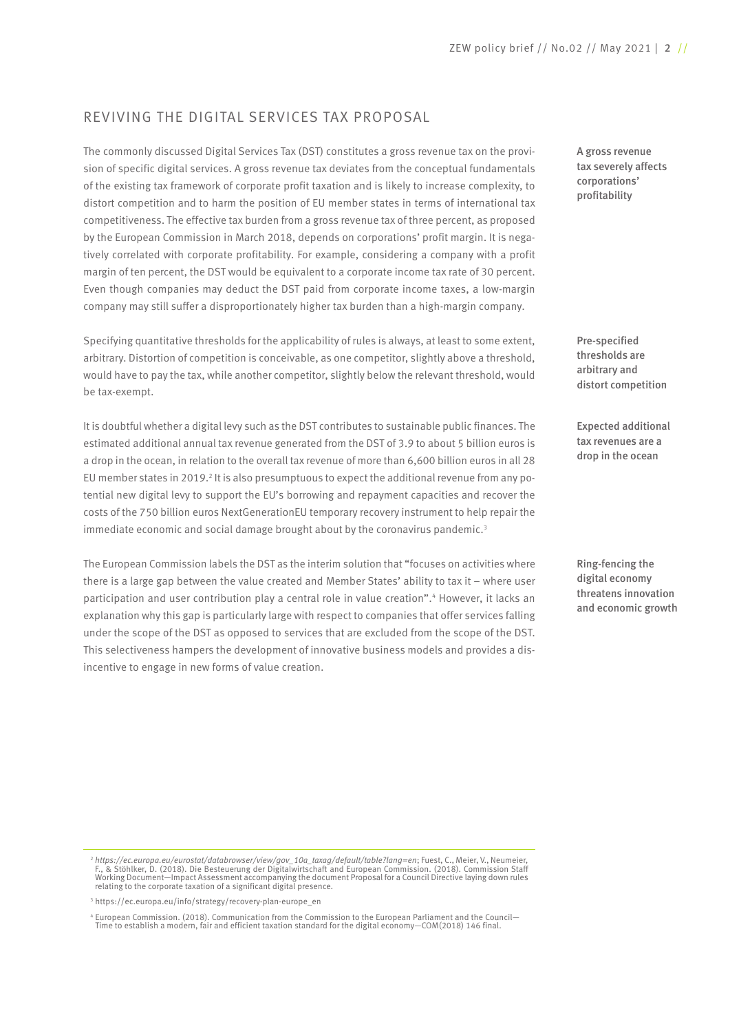## REVIVING THE DIGITAL SERVICES TAX PROPOSAL

**A gross revenue tax severely affects corporations' profitability**

The commonly discussed Digital Services Tax (DST) constitutes a gross revenue tax on the provision of specific digital services. A gross revenue tax deviates from the conceptual fundamentals of the existing tax framework of corporate profit taxation and is likely to increase complexity, to distort competition and to harm the position of EU member states in terms of international tax competitiveness. The effective tax burden from a gross revenue tax of three percent, as proposed by the European Commission in March 2018, depends on corporations' profit margin. It is negatively correlated with corporate profitability. For example, considering a company with a profit margin of ten percent, the DST would be equivalent to a corporate income tax rate of 30 percent. Even though companies may deduct the DST paid from corporate income taxes, a low-margin company may still suffer a disproportionately higher tax burden than a high-margin company.

**Pre-specified thresholds are arbitrary and distort competition**

Specifying quantitative thresholds for the applicability of rules is always, at least to some extent, arbitrary. Distortion of competition is conceivable, as one competitor, slightly above a threshold, would have to pay the tax, while another competitor, slightly below the relevant threshold, would be tax-exempt.

**Expected additional tax revenues are a drop in the ocean**

It is doubtful whether a digital levy such as the DST contributes to sustainable public finances. The estimated additional annual tax revenue generated from the DST of 3.9 to about 5 billion euros is a drop in the ocean, in relation to the overall tax revenue of more than 6,600 billion euros in all 28 EU member states in 2019.[2] It is also presumptuous to expect the additional revenue from any potential new digital levy to support the EU's borrowing and repayment capacities and recover the costs of the 750 billion euros NextGenerationEU temporary recovery instrument to help repair the immediate economic and social damage brought about by the coronavirus pandemic.[3]

**Ring-fencing the digital economy threatens innovation and economic growth**

The European Commission labels the DST as the interim solution that "focuses on activities where there is a large gap between the value created and Member States' ability to tax it – where user participation and user contribution play a central role in value creation".[4] However, it lacks an explanation why this gap is particularly large with respect to companies that offer services falling under the scope of the DST as opposed to services that are excluded from the scope of the DST. This selectiveness hampers the development of innovative business models and provides a disincentive to engage in new forms of value creation.

---

[2] *https://ec.europa.eu/eurostat/databrowser/view/gov_10a_taxag/default/table?lang=en*; Fuest, C., Meier, V., Neumeier, F., & Stöhlker, D. (2018). Die Besteuerung der Digitalwirtschaft and European Commission. (2018). Commission Staff Working Document—Impact Assessment accompanying the document Proposal for a Council Directive laying down rules relating to the corporate taxation of a significant digital presence.

[3] https://ec.europa.eu/info/strategy/recovery-plan-europe_en

[4] European Commission. (2018). Communication from the Commission to the European Parliament and the Council—Time to establish a modern, fair and efficient taxation standard for the digital economy—COM(2018) 146 final.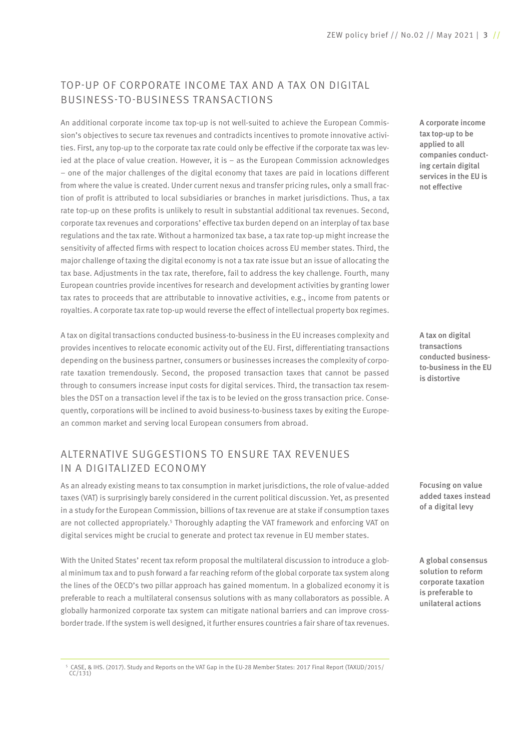## TOP-UP OF CORPORATE INCOME TAX AND A TAX ON DIGITAL BUSINESS-TO-BUSINESS TRANSACTIONS

**A corporate income tax top-up to be applied to all companies conducting certain digital services in the EU is not effective**

An additional corporate income tax top-up is not well-suited to achieve the European Commission's objectives to secure tax revenues and contradicts incentives to promote innovative activities. First, any top-up to the corporate tax rate could only be effective if the corporate tax was levied at the place of value creation. However, it is – as the European Commission acknowledges – one of the major challenges of the digital economy that taxes are paid in locations different from where the value is created. Under current nexus and transfer pricing rules, only a small fraction of profit is attributed to local subsidiaries or branches in market jurisdictions. Thus, a tax rate top-up on these profits is unlikely to result in substantial additional tax revenues. Second, corporate tax revenues and corporations' effective tax burden depend on an interplay of tax base regulations and the tax rate. Without a harmonized tax base, a tax rate top-up might increase the sensitivity of affected firms with respect to location choices across EU member states. Third, the major challenge of taxing the digital economy is not a tax rate issue but an issue of allocating the tax base. Adjustments in the tax rate, therefore, fail to address the key challenge. Fourth, many European countries provide incentives for research and development activities by granting lower tax rates to proceeds that are attributable to innovative activities, e.g., income from patents or royalties. A corporate tax rate top-up would reverse the effect of intellectual property box regimes.

**A tax on digital transactions conducted business-to-business in the EU is distortive**

A tax on digital transactions conducted business-to-business in the EU increases complexity and provides incentives to relocate economic activity out of the EU. First, differentiating transactions depending on the business partner, consumers or businesses increases the complexity of corporate taxation tremendously. Second, the proposed transaction taxes that cannot be passed through to consumers increase input costs for digital services. Third, the transaction tax resembles the DST on a transaction level if the tax is to be levied on the gross transaction price. Consequently, corporations will be inclined to avoid business-to-business taxes by exiting the European common market and serving local European consumers from abroad.

## ALTERNATIVE SUGGESTIONS TO ENSURE TAX REVENUES IN A DIGITALIZED ECONOMY

**Focusing on value added taxes instead of a digital levy**

As an already existing means to tax consumption in market jurisdictions, the role of value-added taxes (VAT) is surprisingly barely considered in the current political discussion. Yet, as presented in a study for the European Commission, billions of tax revenue are at stake if consumption taxes are not collected appropriately.[5] Thoroughly adapting the VAT framework and enforcing VAT on digital services might be crucial to generate and protect tax revenue in EU member states.

**A global consensus solution to reform corporate taxation is preferable to unilateral actions**

With the United States' recent tax reform proposal the multilateral discussion to introduce a global minimum tax and to push forward a far reaching reform of the global corporate tax system along the lines of the OECD's two pillar approach has gained momentum. In a globalized economy it is preferable to reach a multilateral consensus solutions with as many collaborators as possible. A globally harmonized corporate tax system can mitigate national barriers and can improve cross-border trade. If the system is well designed, it further ensures countries a fair share of tax revenues.

---

[5] CASE, & IHS. (2017). Study and Reports on the VAT Gap in the EU-28 Member States: 2017 Final Report (TAXUD/2015/CC/131)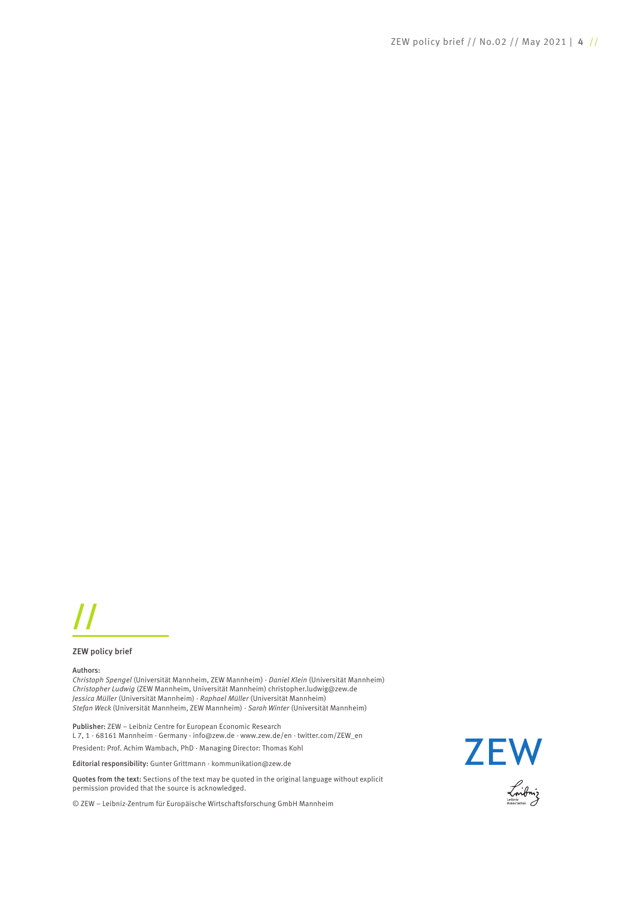//

ZEW policy brief

Authors:
*Christoph Spengel* (Universität Mannheim, ZEW Mannheim) · *Daniel Klein* (Universität Mannheim)
*Christopher Ludwig* (ZEW Mannheim, Universität Mannheim) christopher.ludwig@zew.de
*Jessica Müller* (Universität Mannheim) · *Raphael Müller* (Universität Mannheim)
*Stefan Weck* (Universität Mannheim, ZEW Mannheim) · *Sarah Winter* (Universität Mannheim)

Publisher: ZEW – Leibniz Centre for European Economic Research
L 7, 1 · 68161 Mannheim · Germany · info@zew.de · www.zew.de/en · twitter.com/ZEW_en

President: Prof. Achim Wambach, PhD · Managing Director: Thomas Kohl

Editorial responsibility: Gunter Grittmann · kommunikation@zew.de

Quotes from the text: Sections of the text may be quoted in the original language without explicit permission provided that the source is acknowledged.

© ZEW – Leibniz-Zentrum für Europäische Wirtschaftsforschung GmbH Mannheim